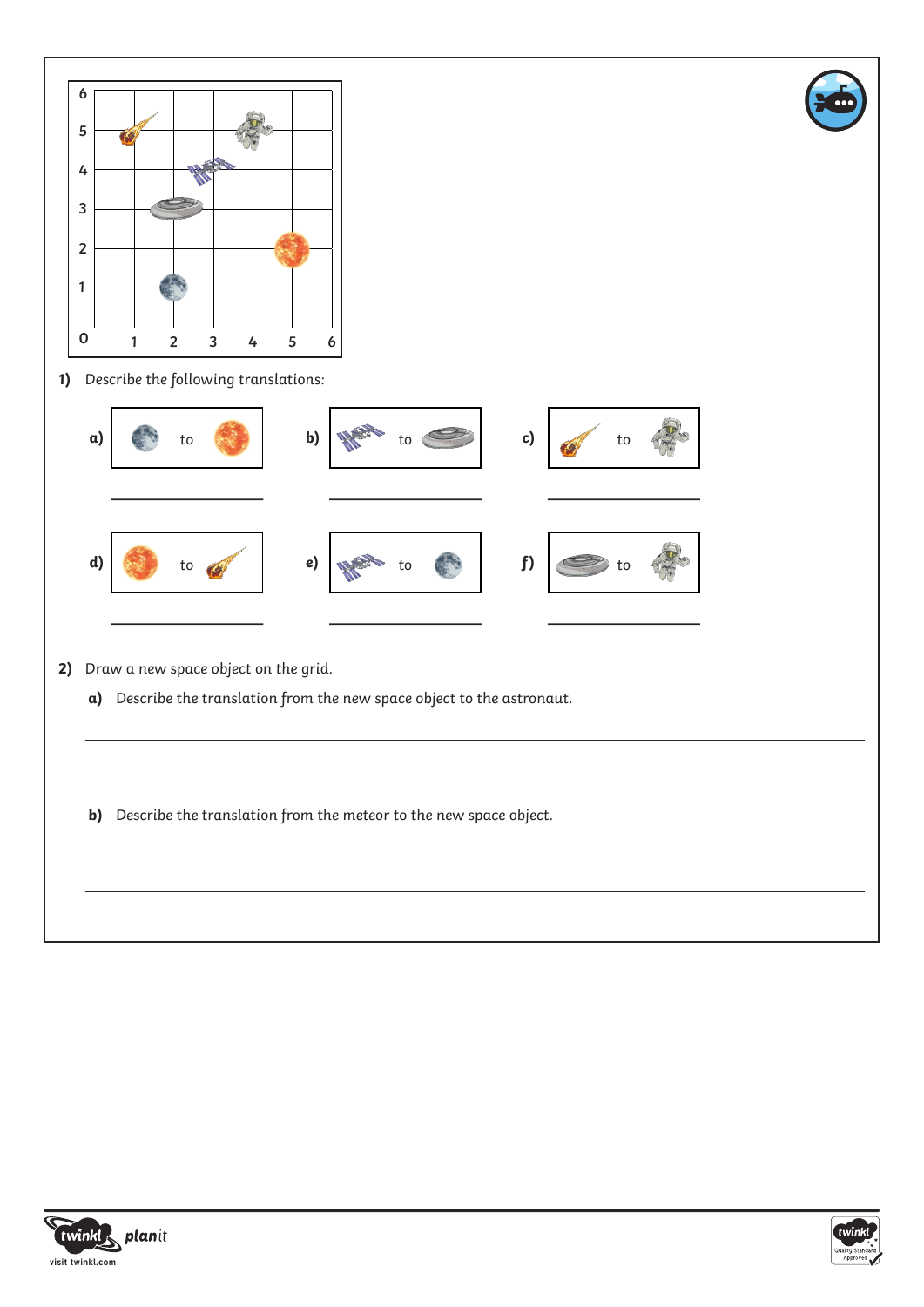1) Describe the following translations:

a) to

---

b) to

---

c) to

---

d) to

---

e) to

---

f) to

---

2) Draw a new space object on the grid.

**a)** Describe the translation from the new space object to the astronaut.

---

---

**b)** Describe the translation from the meteor to the new space object.

---

---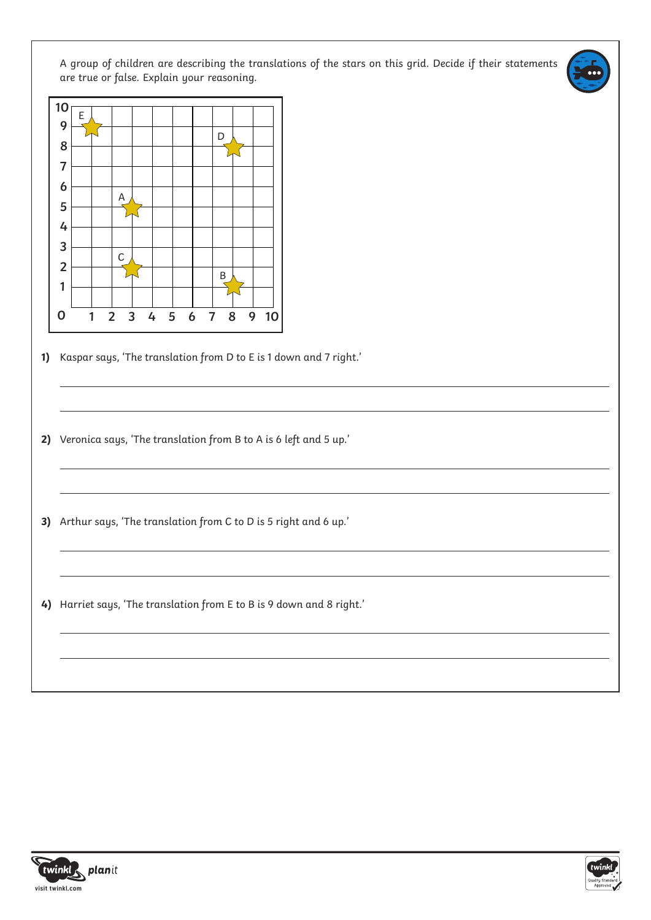A group of children are describing the translations of the stars on this grid. Decide if their statements are true or false. Explain your reasoning.

1) Kaspar says, 'The translation from D to E is 1 down and 7 right.'

---

---

2) Veronica says, 'The translation from B to A is 6 left and 5 up.'

---

---

3) Arthur says, 'The translation from C to D is 5 right and 6 up.'

---

---

4) Harriet says, 'The translation from E to B is 9 down and 8 right.'

---

---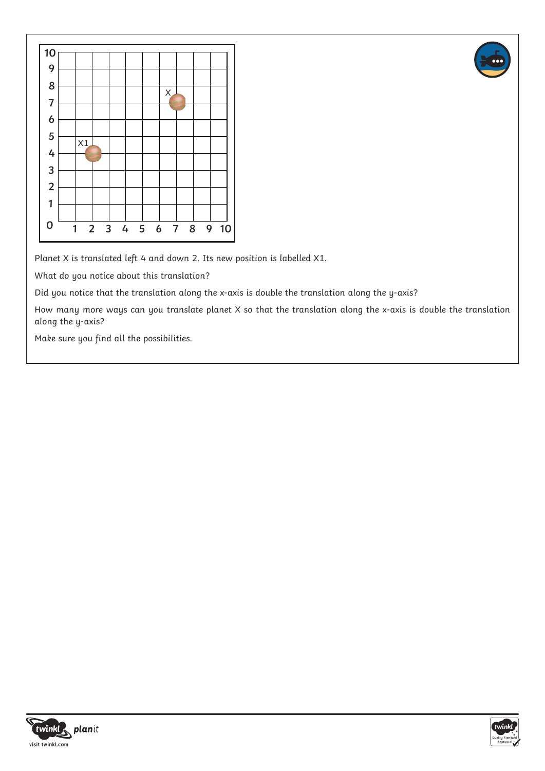10
9
8
7
6
5
4
3
2
1
0
1 2 3 4 5 6 7 8 9 10

X

X1

Planet X is translated left 4 and down 2. Its new position is labelled X1.

What do you notice about this translation?

Did you notice that the translation along the x-axis is double the translation along the y-axis?

How many more ways can you translate planet X so that the translation along the x-axis is double the translation along the y-axis?

Make sure you find all the possibilities.